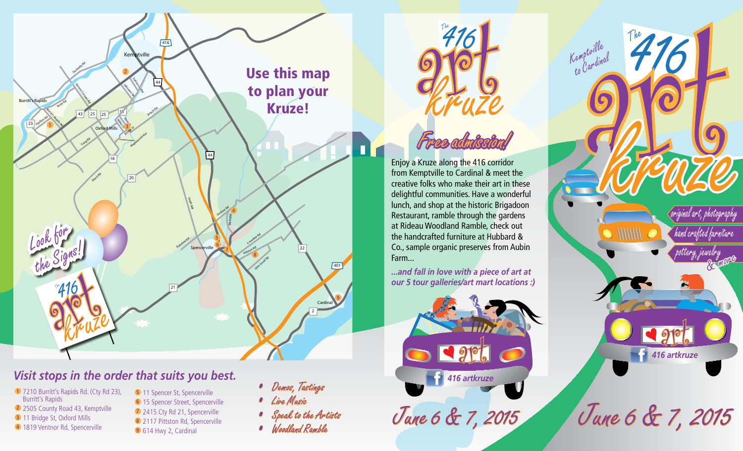# Use this map to plan your Kruze!

Look for the Signs!

The 416 art kruze

## Visit stops in the order that suits you best.

1. 7210 Burritt's Rapids Rd. (Cty Rd 23), Burritt's Rapids
2. 2505 County Road 43, Kemptville
3. 11 Bridge St, Oxford Mills
4. 1819 Ventnor Rd, Spencerville
5. 11 Spencer St, Spencerville
6. 15 Spencer Street, Spencerville
7. 2415 Cty Rd 21, Spencerville
8. 2117 Pittston Rd, Spencerville
9. 614 Hwy 2, Cardinal

- Demos, Tastings
- Live Music
- Speak to the Artists
- Woodland Ramble

# The 416 art kruze

## Free admission!

Enjoy a Kruze along the 416 corridor from Kemptville to Cardinal & meet the creative folks who make their art in these delightful communities. Have a wonderful lunch, and shop at the historic Brigadoon Restaurant, ramble through the gardens at Rideau Woodland Ramble, check out the handcrafted furniture at Hubbard & Co., sample organic preserves from Aubin Farm...

*...and fall in love with a piece of art at our 5 tour galleries/art mart locations :)*

416 artkruze

June 6 & 7, 2015

Kemptville to Cardinal

# The 416 art kruze

- original art, photography
- hand crafted furniture
- pottery, jewelry & more

416 artkruze

June 6 & 7, 2015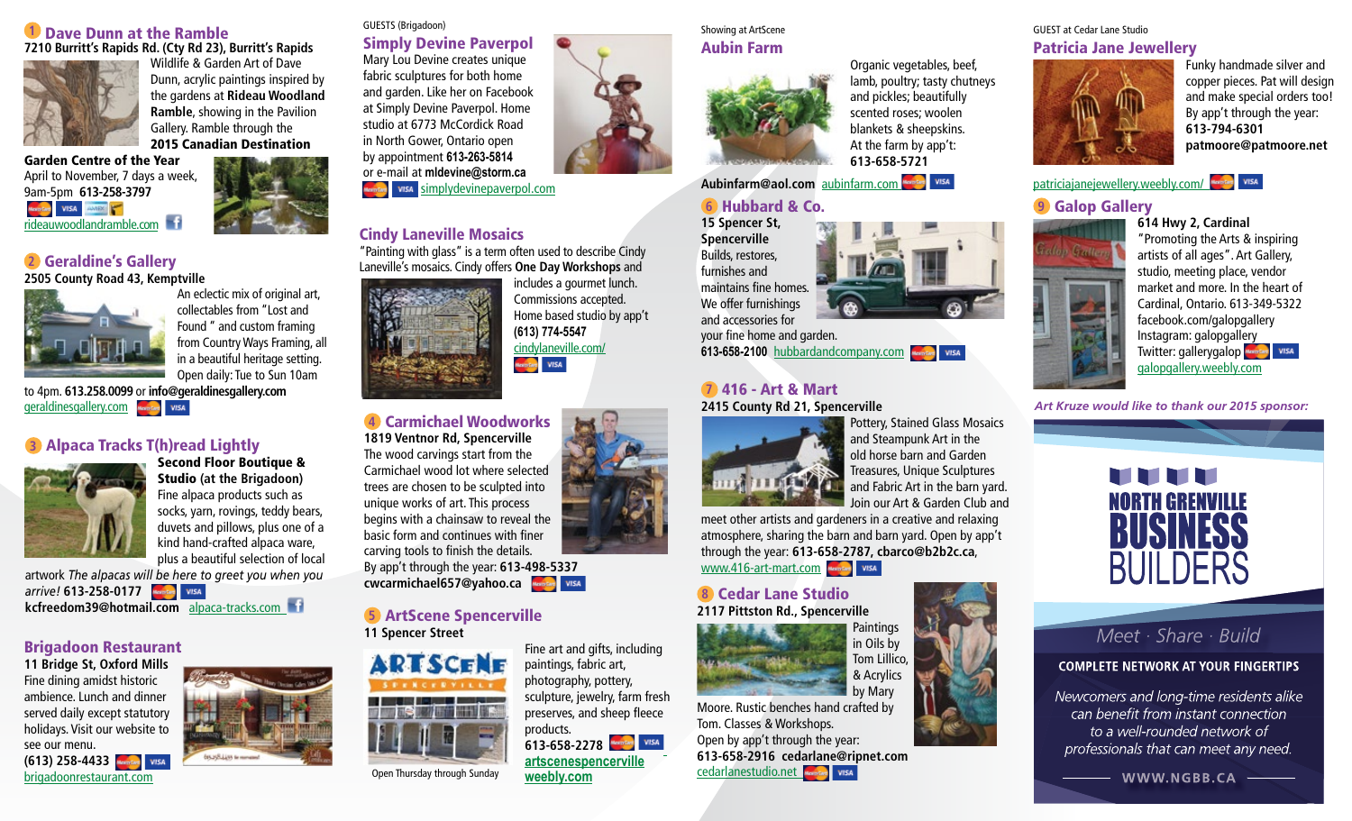## 1 Dave Dunn at the Ramble

**7210 Burritt's Rapids Rd. (Cty Rd 23), Burritt's Rapids**

Wildlife & Garden Art of Dave Dunn, acrylic paintings inspired by the gardens at **Rideau Woodland Ramble**, showing in the Pavilion Gallery. Ramble through the **2015 Canadian Destination Garden Centre of the Year**

April to November, 7 days a week, 9am-5pm **613-258-3797**

rideauwoodlandramble.com

## 2 Geraldine's Gallery

**2505 County Road 43, Kemptville**

An eclectic mix of original art, collectables from "Lost and Found " and custom framing from Country Ways Framing, all in a beautiful heritage setting. Open daily: Tue to Sun 10am to 4pm. **613.258.0099** or **info@geraldinesgallery.com**

geraldinesgallery.com

## 3 Alpaca Tracks T(h)read Lightly

**Second Floor Boutique & Studio (at the Brigadoon)**

Fine alpaca products such as socks, yarn, rovings, teddy bears, duvets and pillows, plus one of a kind hand-crafted alpaca ware, plus a beautiful selection of local artwork *The alpacas will be here to greet you when you arrive!* **613-258-0177**

**kcfreedom39@hotmail.com** alpaca-tracks.com

## Brigadoon Restaurant

**11 Bridge St, Oxford Mills**

Fine dining amidst historic ambience. Lunch and dinner served daily except statutory holidays. Visit our website to see our menu.

**(613) 258-4433**

brigadoonrestaurant.com

GUESTS (Brigadoon)

## Simply Devine Paverpol

Mary Lou Devine creates unique fabric sculptures for both home and garden. Like her on Facebook at Simply Devine Paverpol. Home studio at 6773 McCordick Road in North Gower, Ontario open by appointment **613-263-5814** or e-mail at **mldevine@storm.ca**

simplydevinepaverpol.com

## Cindy Laneville Mosaics

"Painting with glass" is a term often used to describe Cindy Laneville's mosaics. Cindy offers **One Day Workshops** and includes a gourmet lunch. Commissions accepted. Home based studio by app't **(613) 774-5547**

cindylaneville.com/

## 4 Carmichael Woodworks

**1819 Ventnor Rd, Spencerville**

The wood carvings start from the Carmichael wood lot where selected trees are chosen to be sculpted into unique works of art. This process begins with a chainsaw to reveal the basic form and continues with finer carving tools to finish the details.

By app't through the year: **613-498-5337**

**cwcarmichael657@yahoo.ca**

## 5 ArtScene Spencerville

**11 Spencer Street**

Fine art and gifts, including paintings, fabric art, photography, pottery, sculpture, jewelry, farm fresh preserves, and sheep fleece products.

**613-658-2278**

**artscenespencerville weebly.com**

Open Thursday through Sunday

Showing at ArtScene

## Aubin Farm

Organic vegetables, beef, lamb, poultry; tasty chutneys and pickles; beautifully scented roses; woolen blankets & sheepskins.

At the farm by app't: **613-658-5721**

**Aubinfarm@aol.com** aubinfarm.com

## 6 Hubbard & Co.

**15 Spencer St, Spencerville**

Builds, restores, furnishes and maintains fine homes. We offer furnishings and accessories for your fine home and garden.

**613-658-2100** hubbardandcompany.com

## 7 416 - Art & Mart

**2415 County Rd 21, Spencerville**

Pottery, Stained Glass Mosaics and Steampunk Art in the old horse barn and Garden Treasures, Unique Sculptures and Fabric Art in the barn yard. Join our Art & Garden Club and meet other artists and gardeners in a creative and relaxing atmosphere, sharing the barn and barn yard. Open by app't through the year: **613-658-2787, cbarco@b2b2c.ca,**

www.416-art-mart.com

## 8 Cedar Lane Studio

**2117 Pittston Rd., Spencerville**

Paintings in Oils by Tom Lillico, & Acrylics by Mary Moore. Rustic benches hand crafted by Tom. Classes & Workshops.

Open by app't through the year:

**613-658-2916 cedarlane@ripnet.com**

cedarlanestudio.net

GUEST at Cedar Lane Studio

## Patricia Jane Jewellery

Funky handmade silver and copper pieces. Pat will design and make special orders too! By app't through the year: **613-794-6301**

**patmoore@patmoore.net**

patriciajanejewellery.weebly.com/

## 9 Galop Gallery

**614 Hwy 2, Cardinal**

"Promoting the Arts & inspiring artists of all ages". Art Gallery, studio, meeting place, vendor market and more. In the heart of Cardinal, Ontario. 613-349-5322 facebook.com/galopgallery Instagram: galopgallery Twitter: gallerygalop

galopgallery.weebly.com

*Art Kruze would like to thank our 2015 sponsor:*

NORTH GRENVILLE BUSINESS BUILDERS

*Meet · Share · Build*

**COMPLETE NETWORK AT YOUR FINGERTIPS**

*Newcomers and long-time residents alike can benefit from instant connection to a well-rounded network of professionals that can meet any need.*

**WWW.NGBB.CA**